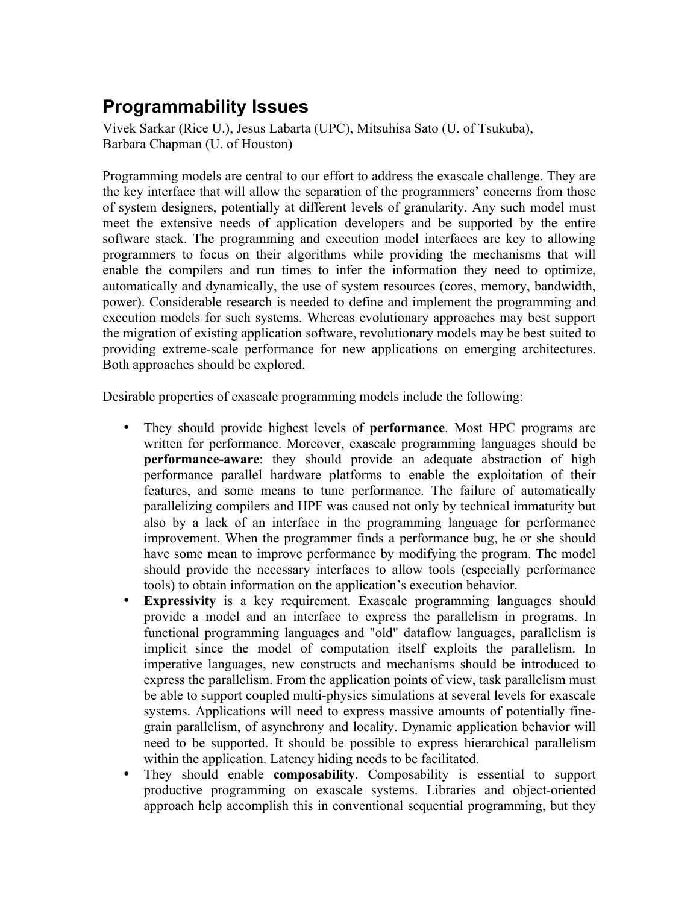# Programmability Issues

Vivek Sarkar (Rice U.), Jesus Labarta (UPC), Mitsuhisa Sato (U. of Tsukuba), Barbara Chapman (U. of Houston)

Programming models are central to our effort to address the exascale challenge. They are the key interface that will allow the separation of the programmers' concerns from those of system designers, potentially at different levels of granularity. Any such model must meet the extensive needs of application developers and be supported by the entire software stack. The programming and execution model interfaces are key to allowing programmers to focus on their algorithms while providing the mechanisms that will enable the compilers and run times to infer the information they need to optimize, automatically and dynamically, the use of system resources (cores, memory, bandwidth, power). Considerable research is needed to define and implement the programming and execution models for such systems. Whereas evolutionary approaches may best support the migration of existing application software, revolutionary models may be best suited to providing extreme-scale performance for new applications on emerging architectures. Both approaches should be explored.

Desirable properties of exascale programming models include the following:

- They should provide highest levels of **performance**. Most HPC programs are written for performance. Moreover, exascale programming languages should be **performance-aware**: they should provide an adequate abstraction of high performance parallel hardware platforms to enable the exploitation of their features, and some means to tune performance. The failure of automatically parallelizing compilers and HPF was caused not only by technical immaturity but also by a lack of an interface in the programming language for performance improvement. When the programmer finds a performance bug, he or she should have some mean to improve performance by modifying the program. The model should provide the necessary interfaces to allow tools (especially performance tools) to obtain information on the application's execution behavior.
- **Expressivity** is a key requirement. Exascale programming languages should provide a model and an interface to express the parallelism in programs. In functional programming languages and "old" dataflow languages, parallelism is implicit since the model of computation itself exploits the parallelism. In imperative languages, new constructs and mechanisms should be introduced to express the parallelism. From the application points of view, task parallelism must be able to support coupled multi-physics simulations at several levels for exascale systems. Applications will need to express massive amounts of potentially fine-grain parallelism, of asynchrony and locality. Dynamic application behavior will need to be supported. It should be possible to express hierarchical parallelism within the application. Latency hiding needs to be facilitated.
- They should enable **composability**. Composability is essential to support productive programming on exascale systems. Libraries and object-oriented approach help accomplish this in conventional sequential programming, but they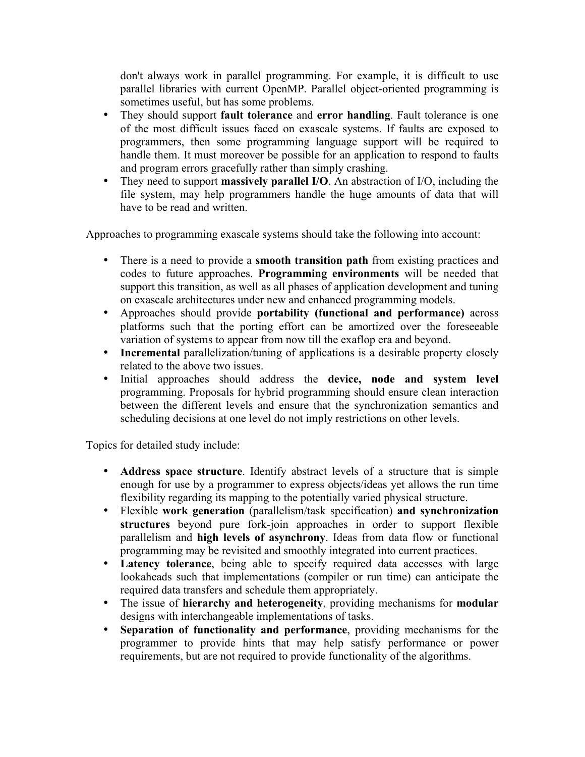don't always work in parallel programming. For example, it is difficult to use parallel libraries with current OpenMP. Parallel object-oriented programming is sometimes useful, but has some problems.

- They should support **fault tolerance** and **error handling**. Fault tolerance is one of the most difficult issues faced on exascale systems. If faults are exposed to programmers, then some programming language support will be required to handle them. It must moreover be possible for an application to respond to faults and program errors gracefully rather than simply crashing.
- They need to support **massively parallel I/O**. An abstraction of I/O, including the file system, may help programmers handle the huge amounts of data that will have to be read and written.

Approaches to programming exascale systems should take the following into account:

- There is a need to provide a **smooth transition path** from existing practices and codes to future approaches. **Programming environments** will be needed that support this transition, as well as all phases of application development and tuning on exascale architectures under new and enhanced programming models.
- Approaches should provide **portability (functional and performance)** across platforms such that the porting effort can be amortized over the foreseeable variation of systems to appear from now till the exaflop era and beyond.
- **Incremental** parallelization/tuning of applications is a desirable property closely related to the above two issues.
- Initial approaches should address the **device, node and system level** programming. Proposals for hybrid programming should ensure clean interaction between the different levels and ensure that the synchronization semantics and scheduling decisions at one level do not imply restrictions on other levels.

Topics for detailed study include:

- **Address space structure**. Identify abstract levels of a structure that is simple enough for use by a programmer to express objects/ideas yet allows the run time flexibility regarding its mapping to the potentially varied physical structure.
- Flexible **work generation** (parallelism/task specification) **and synchronization structures** beyond pure fork-join approaches in order to support flexible parallelism and **high levels of asynchrony**. Ideas from data flow or functional programming may be revisited and smoothly integrated into current practices.
- **Latency tolerance**, being able to specify required data accesses with large lookaheads such that implementations (compiler or run time) can anticipate the required data transfers and schedule them appropriately.
- The issue of **hierarchy and heterogeneity**, providing mechanisms for **modular** designs with interchangeable implementations of tasks.
- **Separation of functionality and performance**, providing mechanisms for the programmer to provide hints that may help satisfy performance or power requirements, but are not required to provide functionality of the algorithms.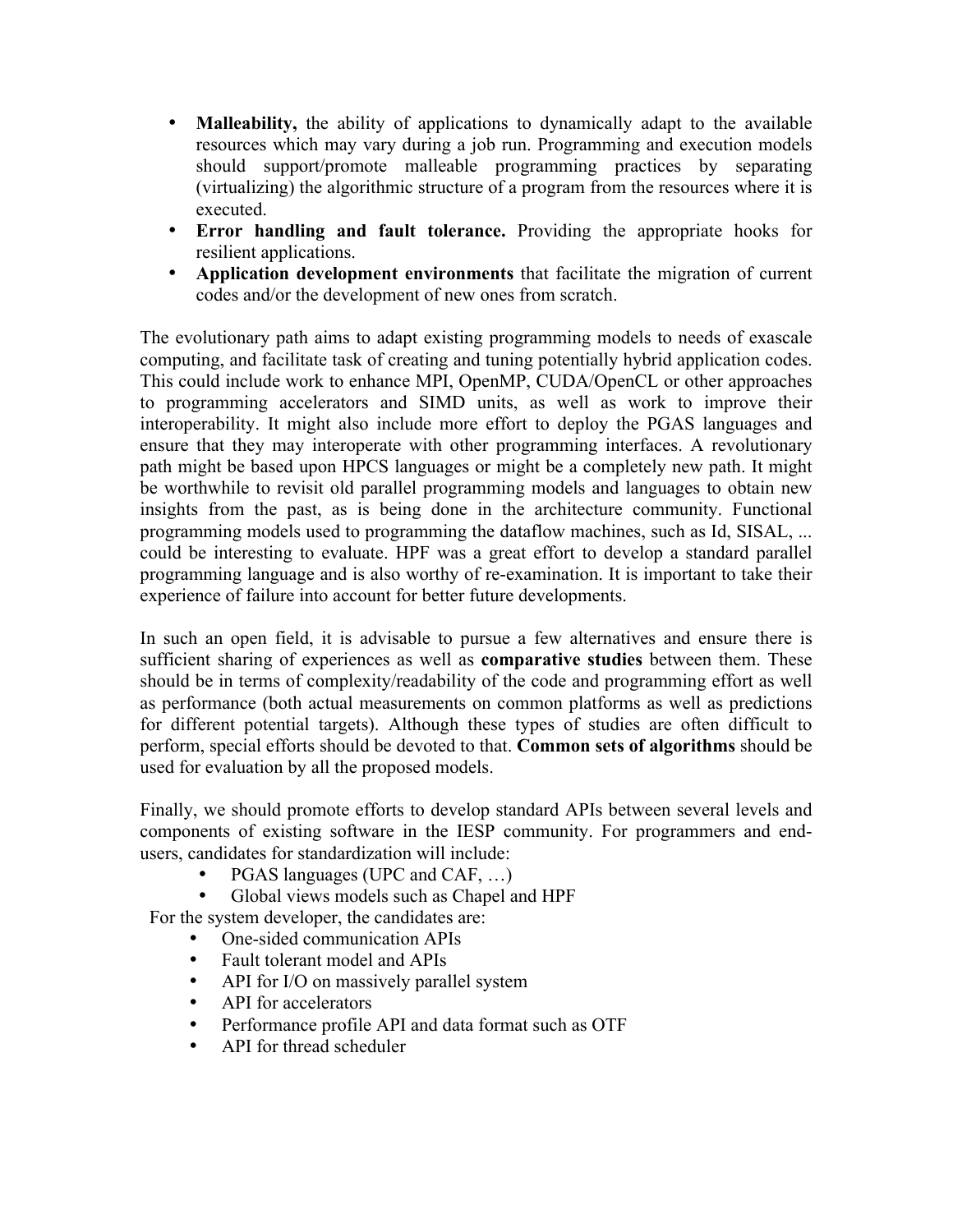- **Malleability,** the ability of applications to dynamically adapt to the available resources which may vary during a job run. Programming and execution models should support/promote malleable programming practices by separating (virtualizing) the algorithmic structure of a program from the resources where it is executed.
- **Error handling and fault tolerance.** Providing the appropriate hooks for resilient applications.
- **Application development environments** that facilitate the migration of current codes and/or the development of new ones from scratch.

The evolutionary path aims to adapt existing programming models to needs of exascale computing, and facilitate task of creating and tuning potentially hybrid application codes. This could include work to enhance MPI, OpenMP, CUDA/OpenCL or other approaches to programming accelerators and SIMD units, as well as work to improve their interoperability. It might also include more effort to deploy the PGAS languages and ensure that they may interoperate with other programming interfaces. A revolutionary path might be based upon HPCS languages or might be a completely new path. It might be worthwhile to revisit old parallel programming models and languages to obtain new insights from the past, as is being done in the architecture community. Functional programming models used to programming the dataflow machines, such as Id, SISAL, ... could be interesting to evaluate. HPF was a great effort to develop a standard parallel programming language and is also worthy of re-examination. It is important to take their experience of failure into account for better future developments.

In such an open field, it is advisable to pursue a few alternatives and ensure there is sufficient sharing of experiences as well as **comparative studies** between them. These should be in terms of complexity/readability of the code and programming effort as well as performance (both actual measurements on common platforms as well as predictions for different potential targets). Although these types of studies are often difficult to perform, special efforts should be devoted to that. **Common sets of algorithms** should be used for evaluation by all the proposed models.

Finally, we should promote efforts to develop standard APIs between several levels and components of existing software in the IESP community. For programmers and end-users, candidates for standardization will include:

- PGAS languages (UPC and CAF, …)
- Global views models such as Chapel and HPF

For the system developer, the candidates are:

- One-sided communication APIs
- Fault tolerant model and APIs
- API for I/O on massively parallel system
- API for accelerators
- Performance profile API and data format such as OTF
- API for thread scheduler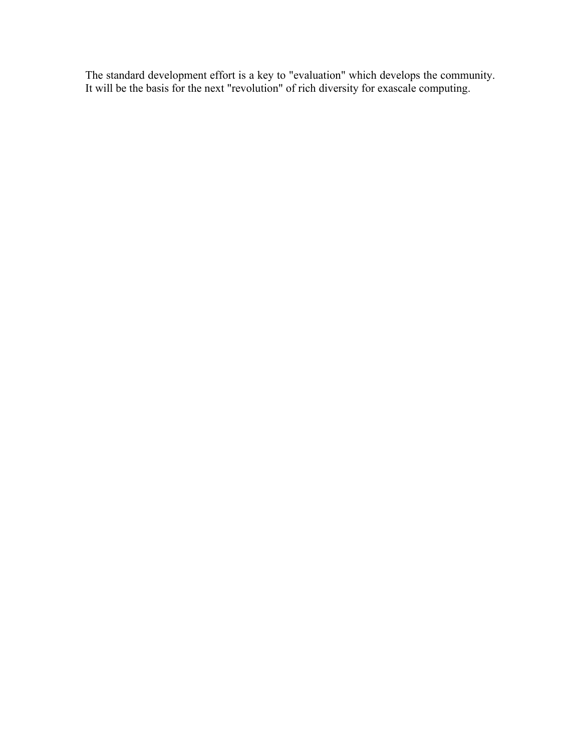The standard development effort is a key to "evaluation" which develops the community. It will be the basis for the next "revolution" of rich diversity for exascale computing.